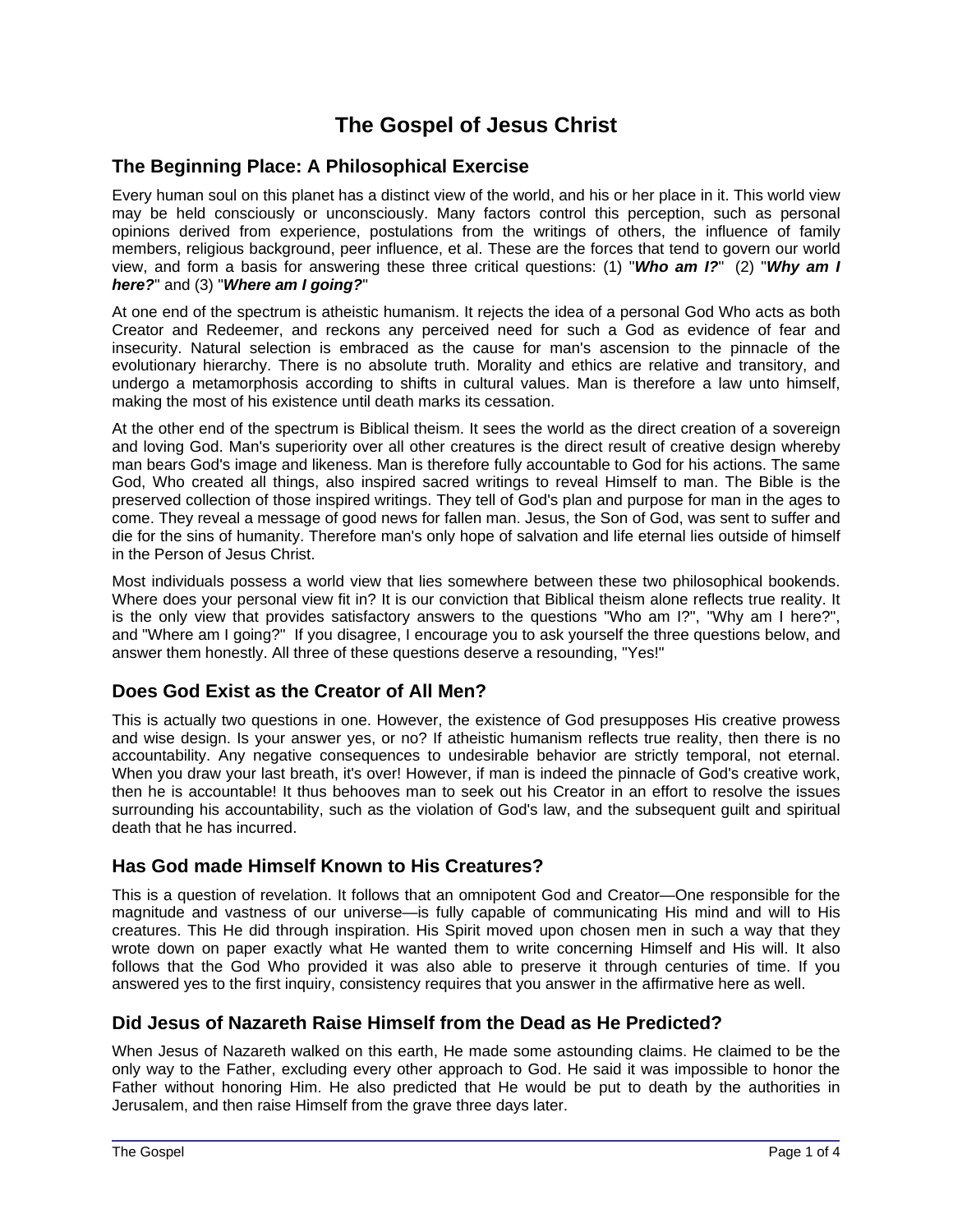# The Gospel of Jesus Christ

## The Beginning Place: A Philosophical Exercise

Every human soul on this planet has a distinct view of the world, and his or her place in it. This world view may be held consciously or unconsciously. Many factors control this perception, such as personal opinions derived from experience, postulations from the writings of others, the influence of family members, religious background, peer influence, et al. These are the forces that tend to govern our world view, and form a basis for answering these three critical questions: (1) "***Who am I?***" (2) "***Why am I here?***" and (3) "***Where am I going?***"

At one end of the spectrum is atheistic humanism. It rejects the idea of a personal God Who acts as both Creator and Redeemer, and reckons any perceived need for such a God as evidence of fear and insecurity. Natural selection is embraced as the cause for man's ascension to the pinnacle of the evolutionary hierarchy. There is no absolute truth. Morality and ethics are relative and transitory, and undergo a metamorphosis according to shifts in cultural values. Man is therefore a law unto himself, making the most of his existence until death marks its cessation.

At the other end of the spectrum is Biblical theism. It sees the world as the direct creation of a sovereign and loving God. Man's superiority over all other creatures is the direct result of creative design whereby man bears God's image and likeness. Man is therefore fully accountable to God for his actions. The same God, Who created all things, also inspired sacred writings to reveal Himself to man. The Bible is the preserved collection of those inspired writings. They tell of God's plan and purpose for man in the ages to come. They reveal a message of good news for fallen man. Jesus, the Son of God, was sent to suffer and die for the sins of humanity. Therefore man's only hope of salvation and life eternal lies outside of himself in the Person of Jesus Christ.

Most individuals possess a world view that lies somewhere between these two philosophical bookends. Where does your personal view fit in? It is our conviction that Biblical theism alone reflects true reality. It is the only view that provides satisfactory answers to the questions "Who am I?", "Why am I here?", and "Where am I going?" If you disagree, I encourage you to ask yourself the three questions below, and answer them honestly. All three of these questions deserve a resounding, "Yes!"

## Does God Exist as the Creator of All Men?

This is actually two questions in one. However, the existence of God presupposes His creative prowess and wise design. Is your answer yes, or no? If atheistic humanism reflects true reality, then there is no accountability. Any negative consequences to undesirable behavior are strictly temporal, not eternal. When you draw your last breath, it's over! However, if man is indeed the pinnacle of God's creative work, then he is accountable! It thus behooves man to seek out his Creator in an effort to resolve the issues surrounding his accountability, such as the violation of God's law, and the subsequent guilt and spiritual death that he has incurred.

## Has God made Himself Known to His Creatures?

This is a question of revelation. It follows that an omnipotent God and Creator—One responsible for the magnitude and vastness of our universe—is fully capable of communicating His mind and will to His creatures. This He did through inspiration. His Spirit moved upon chosen men in such a way that they wrote down on paper exactly what He wanted them to write concerning Himself and His will. It also follows that the God Who provided it was also able to preserve it through centuries of time. If you answered yes to the first inquiry, consistency requires that you answer in the affirmative here as well.

## Did Jesus of Nazareth Raise Himself from the Dead as He Predicted?

When Jesus of Nazareth walked on this earth, He made some astounding claims. He claimed to be the only way to the Father, excluding every other approach to God. He said it was impossible to honor the Father without honoring Him. He also predicted that He would be put to death by the authorities in Jerusalem, and then raise Himself from the grave three days later.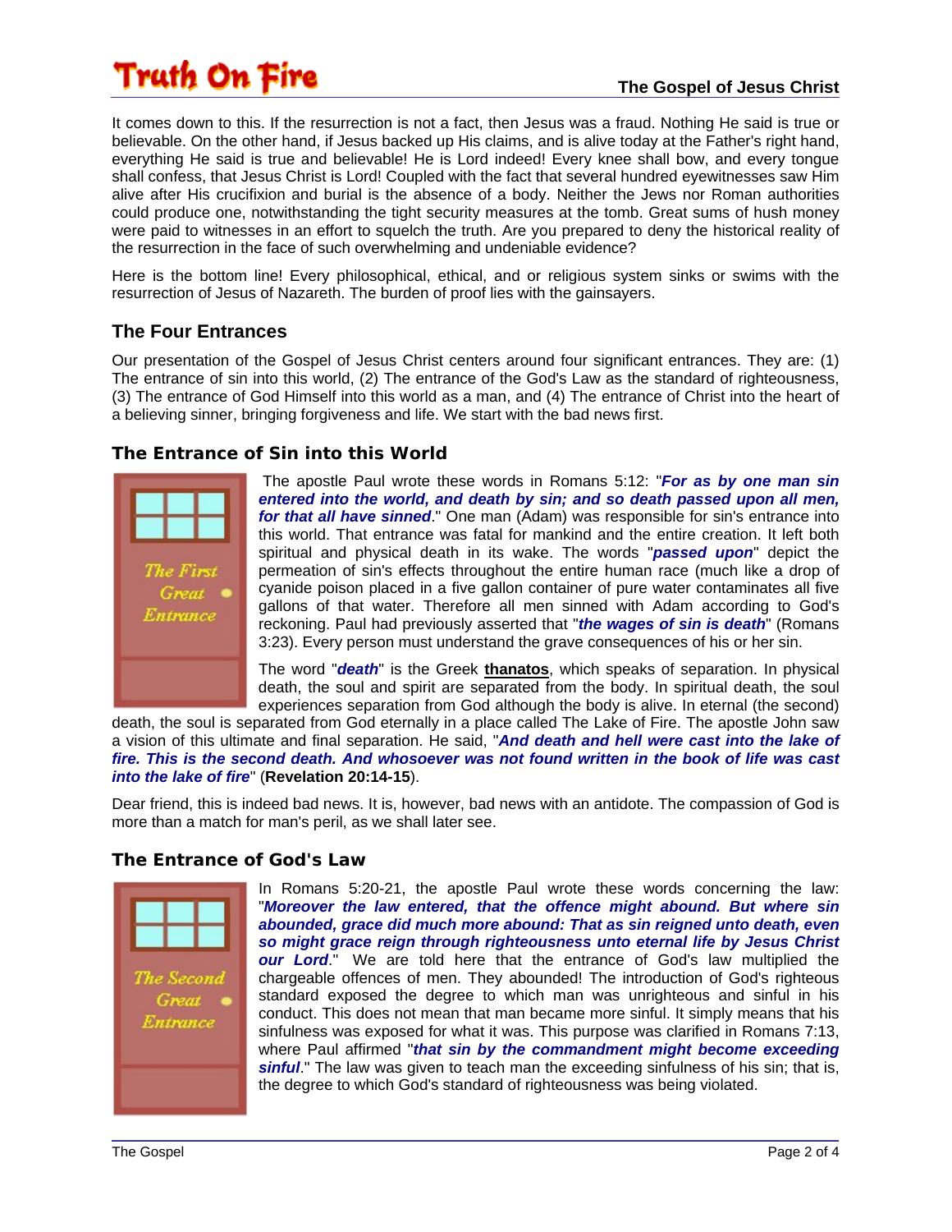It comes down to this. If the resurrection is not a fact, then Jesus was a fraud. Nothing He said is true or believable. On the other hand, if Jesus backed up His claims, and is alive today at the Father's right hand, everything He said is true and believable! He is Lord indeed! Every knee shall bow, and every tongue shall confess, that Jesus Christ is Lord! Coupled with the fact that several hundred eyewitnesses saw Him alive after His crucifixion and burial is the absence of a body. Neither the Jews nor Roman authorities could produce one, notwithstanding the tight security measures at the tomb. Great sums of hush money were paid to witnesses in an effort to squelch the truth. Are you prepared to deny the historical reality of the resurrection in the face of such overwhelming and undeniable evidence?

Here is the bottom line! Every philosophical, ethical, and or religious system sinks or swims with the resurrection of Jesus of Nazareth. The burden of proof lies with the gainsayers.

## The Four Entrances

Our presentation of the Gospel of Jesus Christ centers around four significant entrances. They are: (1) The entrance of sin into this world, (2) The entrance of the God's Law as the standard of righteousness, (3) The entrance of God Himself into this world as a man, and (4) The entrance of Christ into the heart of a believing sinner, bringing forgiveness and life. We start with the bad news first.

### The Entrance of Sin into this World

The First Great Entrance

The apostle Paul wrote these words in Romans 5:12: "***For as by one man sin entered into the world, and death by sin; and so death passed upon all men, for that all have sinned***." One man (Adam) was responsible for sin's entrance into this world. That entrance was fatal for mankind and the entire creation. It left both spiritual and physical death in its wake. The words "***passed upon***" depict the permeation of sin's effects throughout the entire human race (much like a drop of cyanide poison placed in a five gallon container of pure water contaminates all five gallons of that water. Therefore all men sinned with Adam according to God's reckoning. Paul had previously asserted that "***the wages of sin is death***" (Romans 3:23). Every person must understand the grave consequences of his or her sin.

The word "***death***" is the Greek **thanatos**, which speaks of separation. In physical death, the soul and spirit are separated from the body. In spiritual death, the soul experiences separation from God although the body is alive. In eternal (the second) death, the soul is separated from God eternally in a place called The Lake of Fire. The apostle John saw a vision of this ultimate and final separation. He said, "***And death and hell were cast into the lake of fire. This is the second death. And whosoever was not found written in the book of life was cast into the lake of fire***" (**Revelation 20:14-15**).

Dear friend, this is indeed bad news. It is, however, bad news with an antidote. The compassion of God is more than a match for man's peril, as we shall later see.

### The Entrance of God's Law

The Second Great Entrance

In Romans 5:20-21, the apostle Paul wrote these words concerning the law: "***Moreover the law entered, that the offence might abound. But where sin abounded, grace did much more abound: That as sin reigned unto death, even so might grace reign through righteousness unto eternal life by Jesus Christ our Lord***." We are told here that the entrance of God's law multiplied the chargeable offences of men. They abounded! The introduction of God's righteous standard exposed the degree to which man was unrighteous and sinful in his conduct. This does not mean that man became more sinful. It simply means that his sinfulness was exposed for what it was. This purpose was clarified in Romans 7:13, where Paul affirmed "***that sin by the commandment might become exceeding sinful***." The law was given to teach man the exceeding sinfulness of his sin; that is, the degree to which God's standard of righteousness was being violated.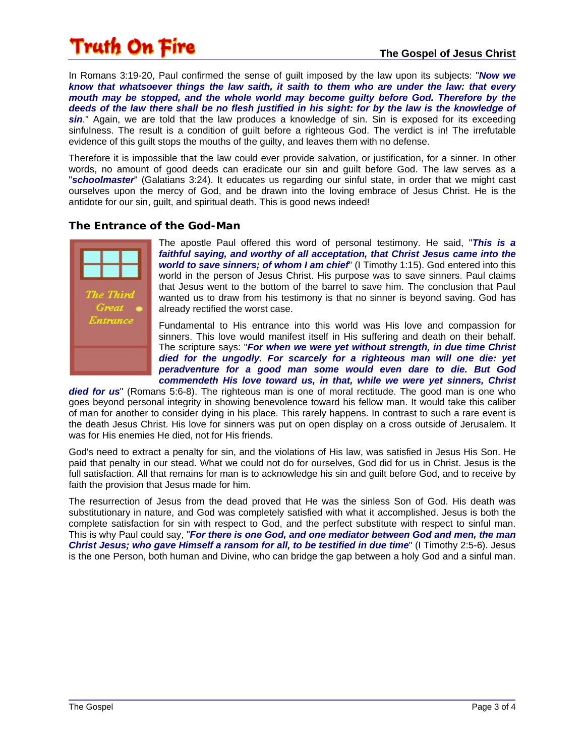In Romans 3:19-20, Paul confirmed the sense of guilt imposed by the law upon its subjects: "***Now we know that whatsoever things the law saith, it saith to them who are under the law: that every mouth may be stopped, and the whole world may become guilty before God. Therefore by the deeds of the law there shall be no flesh justified in his sight: for by the law is the knowledge of sin***." Again, we are told that the law produces a knowledge of sin. Sin is exposed for its exceeding sinfulness. The result is a condition of guilt before a righteous God. The verdict is in! The irrefutable evidence of this guilt stops the mouths of the guilty, and leaves them with no defense.

Therefore it is impossible that the law could ever provide salvation, or justification, for a sinner. In other words, no amount of good deeds can eradicate our sin and guilt before God. The law serves as a "***schoolmaster***" (Galatians 3:24). It educates us regarding our sinful state, in order that we might cast ourselves upon the mercy of God, and be drawn into the loving embrace of Jesus Christ. He is the antidote for our sin, guilt, and spiritual death. This is good news indeed!

## The Entrance of the God-Man

The Third Great Entrance

The apostle Paul offered this word of personal testimony. He said, "***This is a faithful saying, and worthy of all acceptation, that Christ Jesus came into the world to save sinners; of whom I am chief***" (I Timothy 1:15). God entered into this world in the person of Jesus Christ. His purpose was to save sinners. Paul claims that Jesus went to the bottom of the barrel to save him. The conclusion that Paul wanted us to draw from his testimony is that no sinner is beyond saving. God has already rectified the worst case.

Fundamental to His entrance into this world was His love and compassion for sinners. This love would manifest itself in His suffering and death on their behalf. The scripture says: "***For when we were yet without strength, in due time Christ died for the ungodly. For scarcely for a righteous man will one die: yet peradventure for a good man some would even dare to die. But God commendeth His love toward us, in that, while we were yet sinners, Christ died for us***" (Romans 5:6-8). The righteous man is one of moral rectitude. The good man is one who goes beyond personal integrity in showing benevolence toward his fellow man. It would take this caliber of man for another to consider dying in his place. This rarely happens. In contrast to such a rare event is the death Jesus Christ. His love for sinners was put on open display on a cross outside of Jerusalem. It was for His enemies He died, not for His friends.

God's need to extract a penalty for sin, and the violations of His law, was satisfied in Jesus His Son. He paid that penalty in our stead. What we could not do for ourselves, God did for us in Christ. Jesus is the full satisfaction. All that remains for man is to acknowledge his sin and guilt before God, and to receive by faith the provision that Jesus made for him.

The resurrection of Jesus from the dead proved that He was the sinless Son of God. His death was substitutionary in nature, and God was completely satisfied with what it accomplished. Jesus is both the complete satisfaction for sin with respect to God, and the perfect substitute with respect to sinful man. This is why Paul could say, "***For there is one God, and one mediator between God and men, the man Christ Jesus; who gave Himself a ransom for all, to be testified in due time***" (I Timothy 2:5-6). Jesus is the one Person, both human and Divine, who can bridge the gap between a holy God and a sinful man.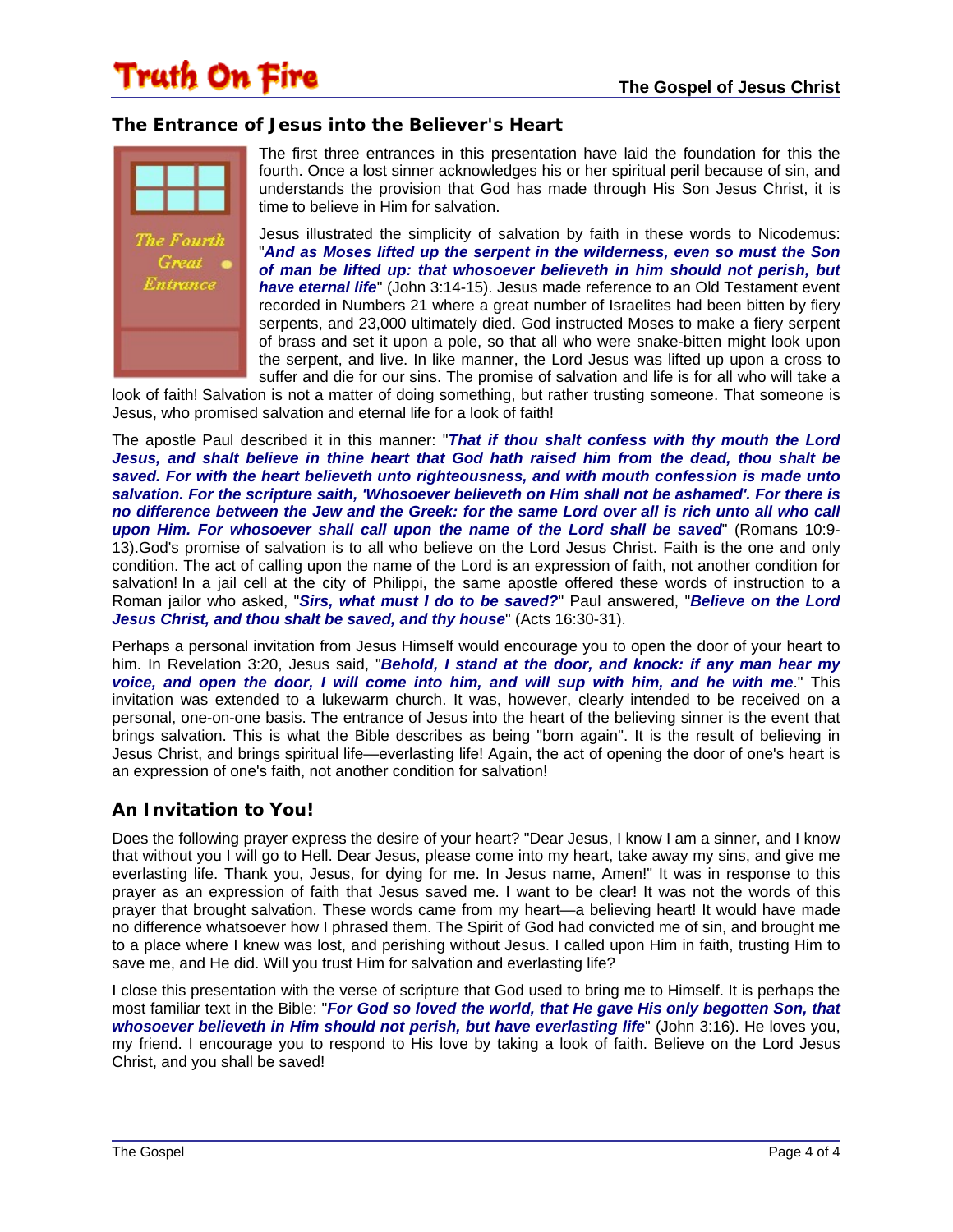## The Entrance of Jesus into the Believer's Heart

The first three entrances in this presentation have laid the foundation for this the fourth. Once a lost sinner acknowledges his or her spiritual peril because of sin, and understands the provision that God has made through His Son Jesus Christ, it is time to believe in Him for salvation.

Jesus illustrated the simplicity of salvation by faith in these words to Nicodemus: "***And as Moses lifted up the serpent in the wilderness, even so must the Son of man be lifted up: that whosoever believeth in him should not perish, but have eternal life***" (John 3:14-15). Jesus made reference to an Old Testament event recorded in Numbers 21 where a great number of Israelites had been bitten by fiery serpents, and 23,000 ultimately died. God instructed Moses to make a fiery serpent of brass and set it upon a pole, so that all who were snake-bitten might look upon the serpent, and live. In like manner, the Lord Jesus was lifted up upon a cross to suffer and die for our sins. The promise of salvation and life is for all who will take a look of faith! Salvation is not a matter of doing something, but rather trusting someone. That someone is Jesus, who promised salvation and eternal life for a look of faith!

The apostle Paul described it in this manner: "***That if thou shalt confess with thy mouth the Lord Jesus, and shalt believe in thine heart that God hath raised him from the dead, thou shalt be saved. For with the heart believeth unto righteousness, and with mouth confession is made unto salvation. For the scripture saith, 'Whosoever believeth on Him shall not be ashamed'. For there is no difference between the Jew and the Greek: for the same Lord over all is rich unto all who call upon Him. For whosoever shall call upon the name of the Lord shall be saved***" (Romans 10:9-13).God's promise of salvation is to all who believe on the Lord Jesus Christ. Faith is the one and only condition. The act of calling upon the name of the Lord is an expression of faith, not another condition for salvation! In a jail cell at the city of Philippi, the same apostle offered these words of instruction to a Roman jailor who asked, "***Sirs, what must I do to be saved?***" Paul answered, "***Believe on the Lord Jesus Christ, and thou shalt be saved, and thy house***" (Acts 16:30-31).

Perhaps a personal invitation from Jesus Himself would encourage you to open the door of your heart to him. In Revelation 3:20, Jesus said, "***Behold, I stand at the door, and knock: if any man hear my voice, and open the door, I will come into him, and will sup with him, and he with me***." This invitation was extended to a lukewarm church. It was, however, clearly intended to be received on a personal, one-on-one basis. The entrance of Jesus into the heart of the believing sinner is the event that brings salvation. This is what the Bible describes as being "born again". It is the result of believing in Jesus Christ, and brings spiritual life—everlasting life! Again, the act of opening the door of one's heart is an expression of one's faith, not another condition for salvation!

## An Invitation to You!

Does the following prayer express the desire of your heart? "Dear Jesus, I know I am a sinner, and I know that without you I will go to Hell. Dear Jesus, please come into my heart, take away my sins, and give me everlasting life. Thank you, Jesus, for dying for me. In Jesus name, Amen!" It was in response to this prayer as an expression of faith that Jesus saved me. I want to be clear! It was not the words of this prayer that brought salvation. These words came from my heart—a believing heart! It would have made no difference whatsoever how I phrased them. The Spirit of God had convicted me of sin, and brought me to a place where I knew was lost, and perishing without Jesus. I called upon Him in faith, trusting Him to save me, and He did. Will you trust Him for salvation and everlasting life?

I close this presentation with the verse of scripture that God used to bring me to Himself. It is perhaps the most familiar text in the Bible: "***For God so loved the world, that He gave His only begotten Son, that whosoever believeth in Him should not perish, but have everlasting life***" (John 3:16). He loves you, my friend. I encourage you to respond to His love by taking a look of faith. Believe on the Lord Jesus Christ, and you shall be saved!